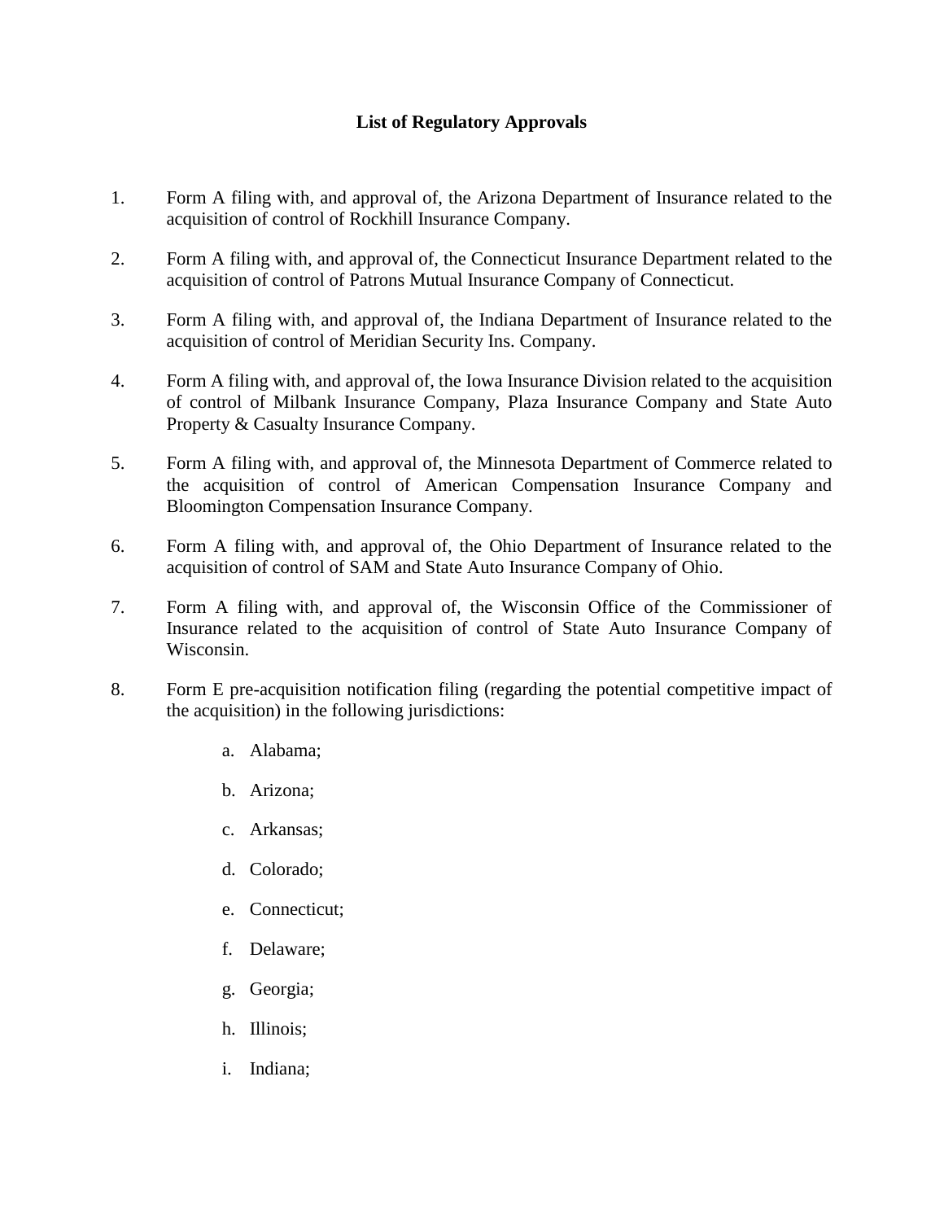**List of Regulatory Approvals**

1. Form A filing with, and approval of, the Arizona Department of Insurance related to the acquisition of control of Rockhill Insurance Company.

2. Form A filing with, and approval of, the Connecticut Insurance Department related to the acquisition of control of Patrons Mutual Insurance Company of Connecticut.

3. Form A filing with, and approval of, the Indiana Department of Insurance related to the acquisition of control of Meridian Security Ins. Company.

4. Form A filing with, and approval of, the Iowa Insurance Division related to the acquisition of control of Milbank Insurance Company, Plaza Insurance Company and State Auto Property & Casualty Insurance Company.

5. Form A filing with, and approval of, the Minnesota Department of Commerce related to the acquisition of control of American Compensation Insurance Company and Bloomington Compensation Insurance Company.

6. Form A filing with, and approval of, the Ohio Department of Insurance related to the acquisition of control of SAM and State Auto Insurance Company of Ohio.

7. Form A filing with, and approval of, the Wisconsin Office of the Commissioner of Insurance related to the acquisition of control of State Auto Insurance Company of Wisconsin.

8. Form E pre-acquisition notification filing (regarding the potential competitive impact of the acquisition) in the following jurisdictions:

   a. Alabama;

   b. Arizona;

   c. Arkansas;

   d. Colorado;

   e. Connecticut;

   f. Delaware;

   g. Georgia;

   h. Illinois;

   i. Indiana;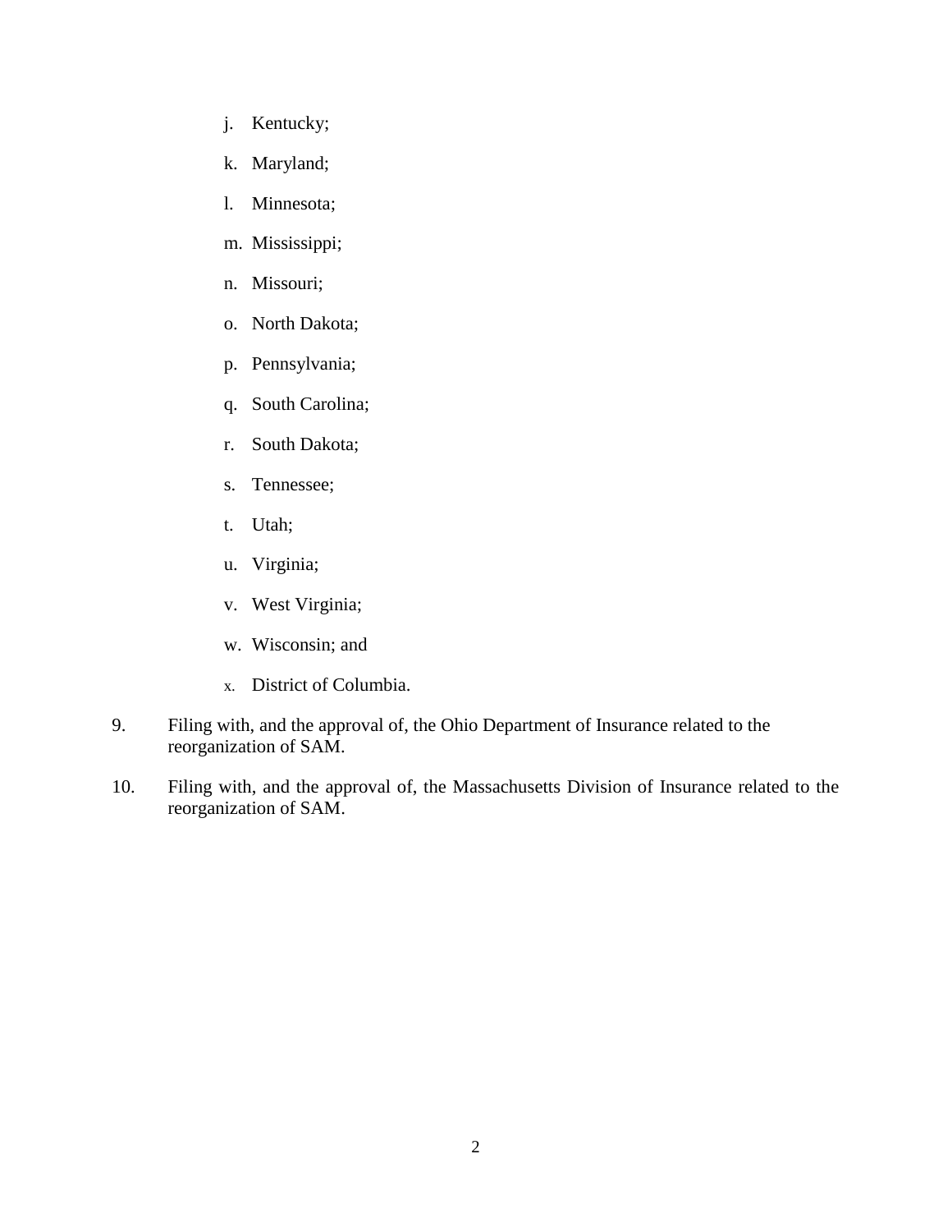j. Kentucky;

k. Maryland;

l. Minnesota;

m. Mississippi;

n. Missouri;

o. North Dakota;

p. Pennsylvania;

q. South Carolina;

r. South Dakota;

s. Tennessee;

t. Utah;

u. Virginia;

v. West Virginia;

w. Wisconsin; and

x. District of Columbia.

9. Filing with, and the approval of, the Ohio Department of Insurance related to the reorganization of SAM.

10. Filing with, and the approval of, the Massachusetts Division of Insurance related to the reorganization of SAM.